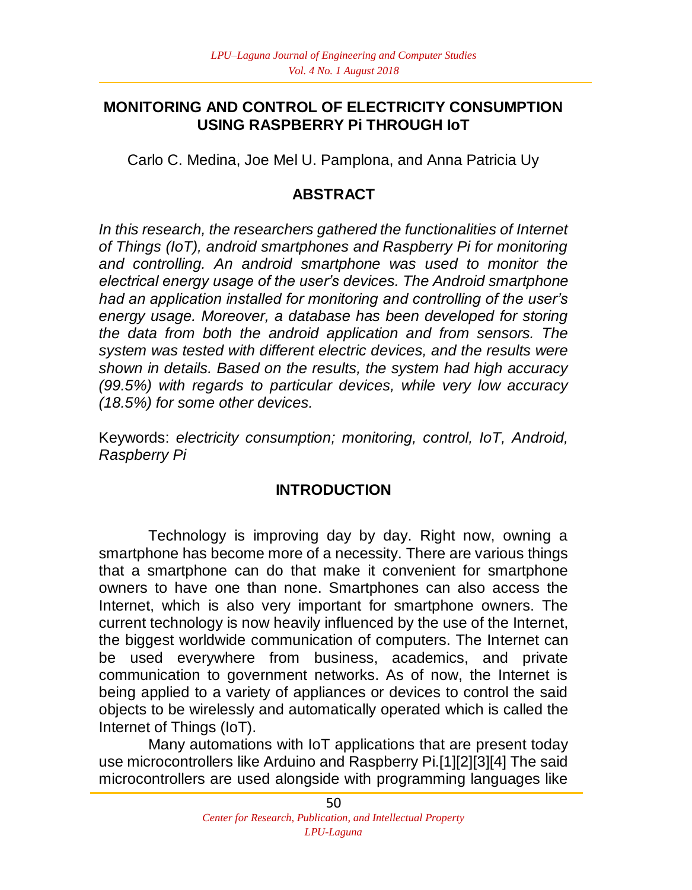# MONITORING AND CONTROL OF ELECTRICITY CONSUMPTION USING RASPBERRY Pi THROUGH IoT

Carlo C. Medina, Joe Mel U. Pamplona, and Anna Patricia Uy

## ABSTRACT

*In this research, the researchers gathered the functionalities of Internet of Things (IoT), android smartphones and Raspberry Pi for monitoring and controlling. An android smartphone was used to monitor the electrical energy usage of the user's devices. The Android smartphone had an application installed for monitoring and controlling of the user's energy usage. Moreover, a database has been developed for storing the data from both the android application and from sensors. The system was tested with different electric devices, and the results were shown in details. Based on the results, the system had high accuracy (99.5%) with regards to particular devices, while very low accuracy (18.5%) for some other devices.*

Keywords: *electricity consumption; monitoring, control, IoT, Android, Raspberry Pi*

## INTRODUCTION

Technology is improving day by day. Right now, owning a smartphone has become more of a necessity. There are various things that a smartphone can do that make it convenient for smartphone owners to have one than none. Smartphones can also access the Internet, which is also very important for smartphone owners. The current technology is now heavily influenced by the use of the Internet, the biggest worldwide communication of computers. The Internet can be used everywhere from business, academics, and private communication to government networks. As of now, the Internet is being applied to a variety of appliances or devices to control the said objects to be wirelessly and automatically operated which is called the Internet of Things (IoT).

Many automations with IoT applications that are present today use microcontrollers like Arduino and Raspberry Pi.[1][2][3][4] The said microcontrollers are used alongside with programming languages like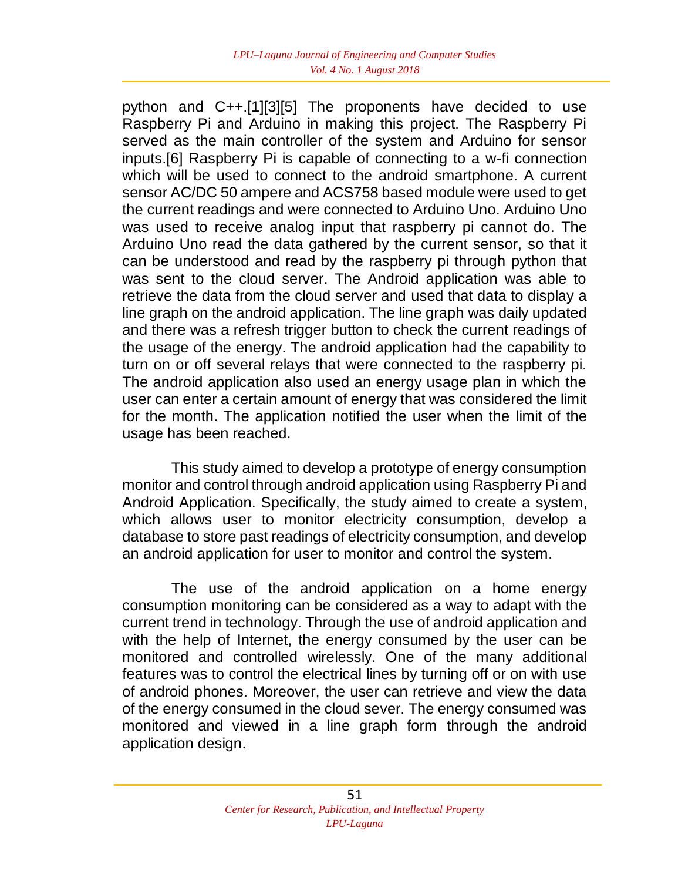python and C++.[1][3][5] The proponents have decided to use Raspberry Pi and Arduino in making this project. The Raspberry Pi served as the main controller of the system and Arduino for sensor inputs.[6] Raspberry Pi is capable of connecting to a w-fi connection which will be used to connect to the android smartphone. A current sensor AC/DC 50 ampere and ACS758 based module were used to get the current readings and were connected to Arduino Uno. Arduino Uno was used to receive analog input that raspberry pi cannot do. The Arduino Uno read the data gathered by the current sensor, so that it can be understood and read by the raspberry pi through python that was sent to the cloud server. The Android application was able to retrieve the data from the cloud server and used that data to display a line graph on the android application. The line graph was daily updated and there was a refresh trigger button to check the current readings of the usage of the energy. The android application had the capability to turn on or off several relays that were connected to the raspberry pi. The android application also used an energy usage plan in which the user can enter a certain amount of energy that was considered the limit for the month. The application notified the user when the limit of the usage has been reached.

This study aimed to develop a prototype of energy consumption monitor and control through android application using Raspberry Pi and Android Application. Specifically, the study aimed to create a system, which allows user to monitor electricity consumption, develop a database to store past readings of electricity consumption, and develop an android application for user to monitor and control the system.

The use of the android application on a home energy consumption monitoring can be considered as a way to adapt with the current trend in technology. Through the use of android application and with the help of Internet, the energy consumed by the user can be monitored and controlled wirelessly. One of the many additional features was to control the electrical lines by turning off or on with use of android phones. Moreover, the user can retrieve and view the data of the energy consumed in the cloud sever. The energy consumed was monitored and viewed in a line graph form through the android application design.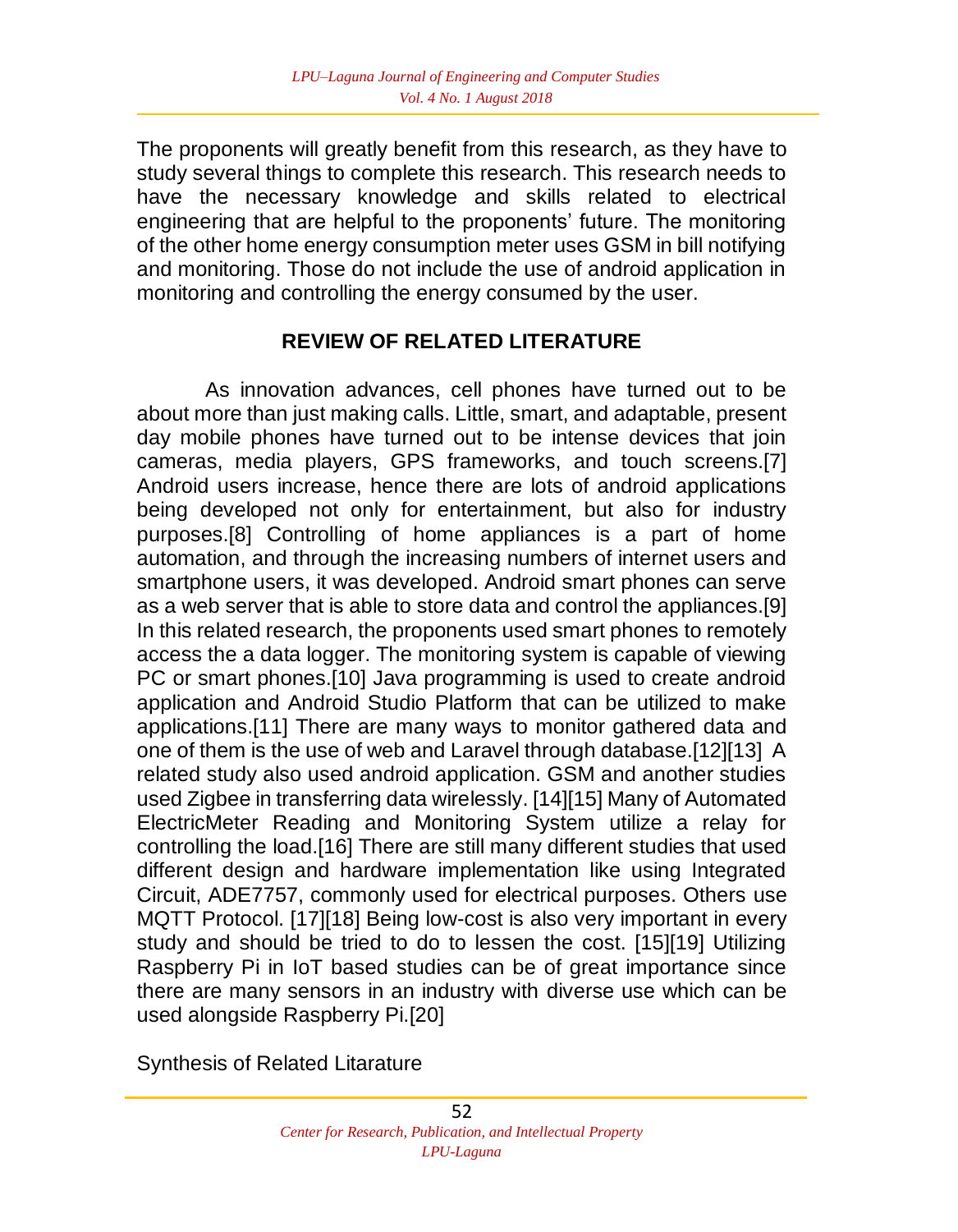The proponents will greatly benefit from this research, as they have to study several things to complete this research. This research needs to have the necessary knowledge and skills related to electrical engineering that are helpful to the proponents' future. The monitoring of the other home energy consumption meter uses GSM in bill notifying and monitoring. Those do not include the use of android application in monitoring and controlling the energy consumed by the user.

## REVIEW OF RELATED LITERATURE

As innovation advances, cell phones have turned out to be about more than just making calls. Little, smart, and adaptable, present day mobile phones have turned out to be intense devices that join cameras, media players, GPS frameworks, and touch screens.[7] Android users increase, hence there are lots of android applications being developed not only for entertainment, but also for industry purposes.[8] Controlling of home appliances is a part of home automation, and through the increasing numbers of internet users and smartphone users, it was developed. Android smart phones can serve as a web server that is able to store data and control the appliances.[9] In this related research, the proponents used smart phones to remotely access the a data logger. The monitoring system is capable of viewing PC or smart phones.[10] Java programming is used to create android application and Android Studio Platform that can be utilized to make applications.[11] There are many ways to monitor gathered data and one of them is the use of web and Laravel through database.[12][13] A related study also used android application. GSM and another studies used Zigbee in transferring data wirelessly. [14][15] Many of Automated ElectricMeter Reading and Monitoring System utilize a relay for controlling the load.[16] There are still many different studies that used different design and hardware implementation like using Integrated Circuit, ADE7757, commonly used for electrical purposes. Others use MQTT Protocol. [17][18] Being low-cost is also very important in every study and should be tried to do to lessen the cost. [15][19] Utilizing Raspberry Pi in IoT based studies can be of great importance since there are many sensors in an industry with diverse use which can be used alongside Raspberry Pi.[20]

Synthesis of Related Litarature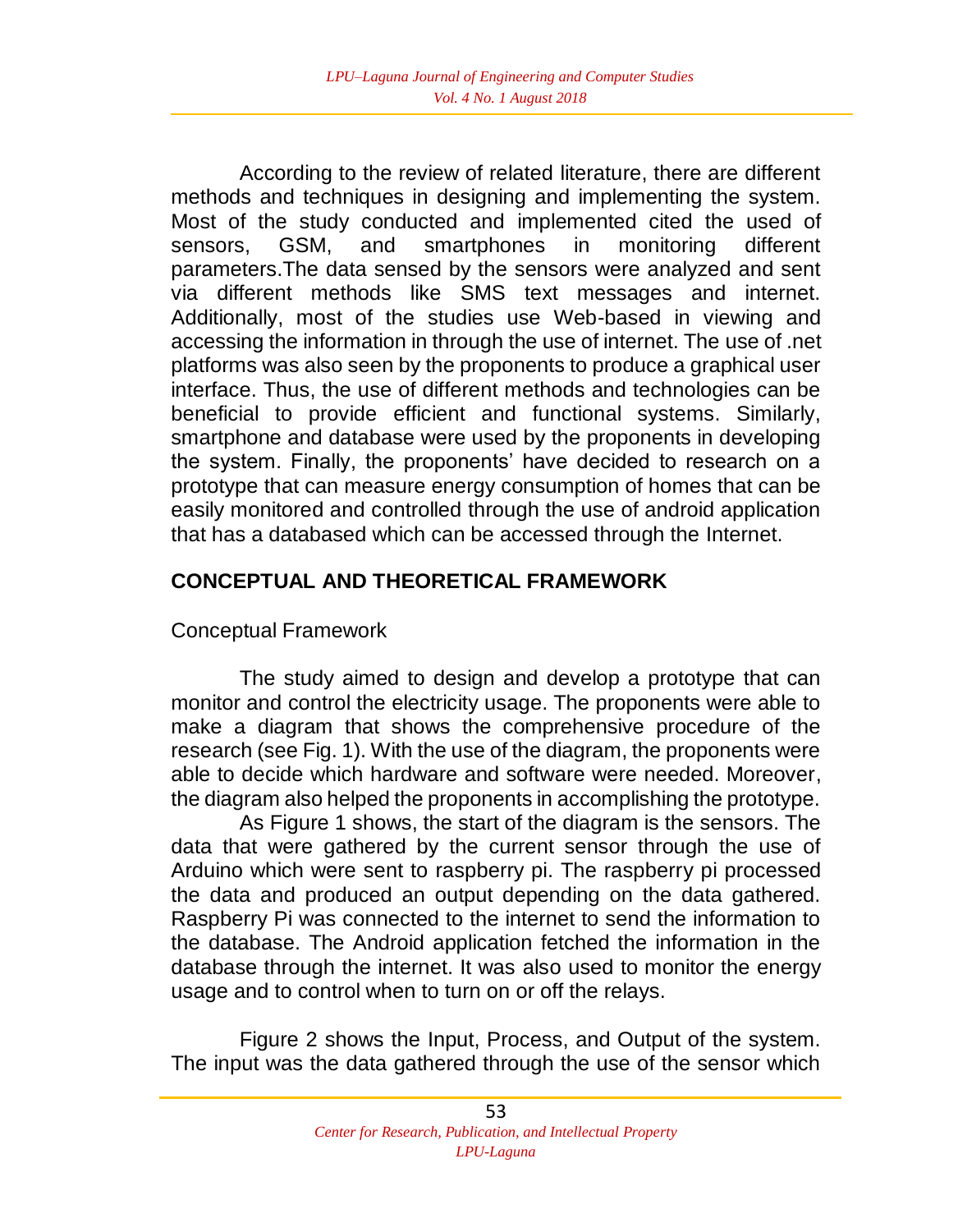According to the review of related literature, there are different methods and techniques in designing and implementing the system. Most of the study conducted and implemented cited the used of sensors, GSM, and smartphones in monitoring different parameters.The data sensed by the sensors were analyzed and sent via different methods like SMS text messages and internet. Additionally, most of the studies use Web-based in viewing and accessing the information in through the use of internet. The use of .net platforms was also seen by the proponents to produce a graphical user interface. Thus, the use of different methods and technologies can be beneficial to provide efficient and functional systems. Similarly, smartphone and database were used by the proponents in developing the system. Finally, the proponents' have decided to research on a prototype that can measure energy consumption of homes that can be easily monitored and controlled through the use of android application that has a databased which can be accessed through the Internet.

## CONCEPTUAL AND THEORETICAL FRAMEWORK

### Conceptual Framework

The study aimed to design and develop a prototype that can monitor and control the electricity usage. The proponents were able to make a diagram that shows the comprehensive procedure of the research (see Fig. 1). With the use of the diagram, the proponents were able to decide which hardware and software were needed. Moreover, the diagram also helped the proponents in accomplishing the prototype.

As Figure 1 shows, the start of the diagram is the sensors. The data that were gathered by the current sensor through the use of Arduino which were sent to raspberry pi. The raspberry pi processed the data and produced an output depending on the data gathered. Raspberry Pi was connected to the internet to send the information to the database. The Android application fetched the information in the database through the internet. It was also used to monitor the energy usage and to control when to turn on or off the relays.

Figure 2 shows the Input, Process, and Output of the system. The input was the data gathered through the use of the sensor which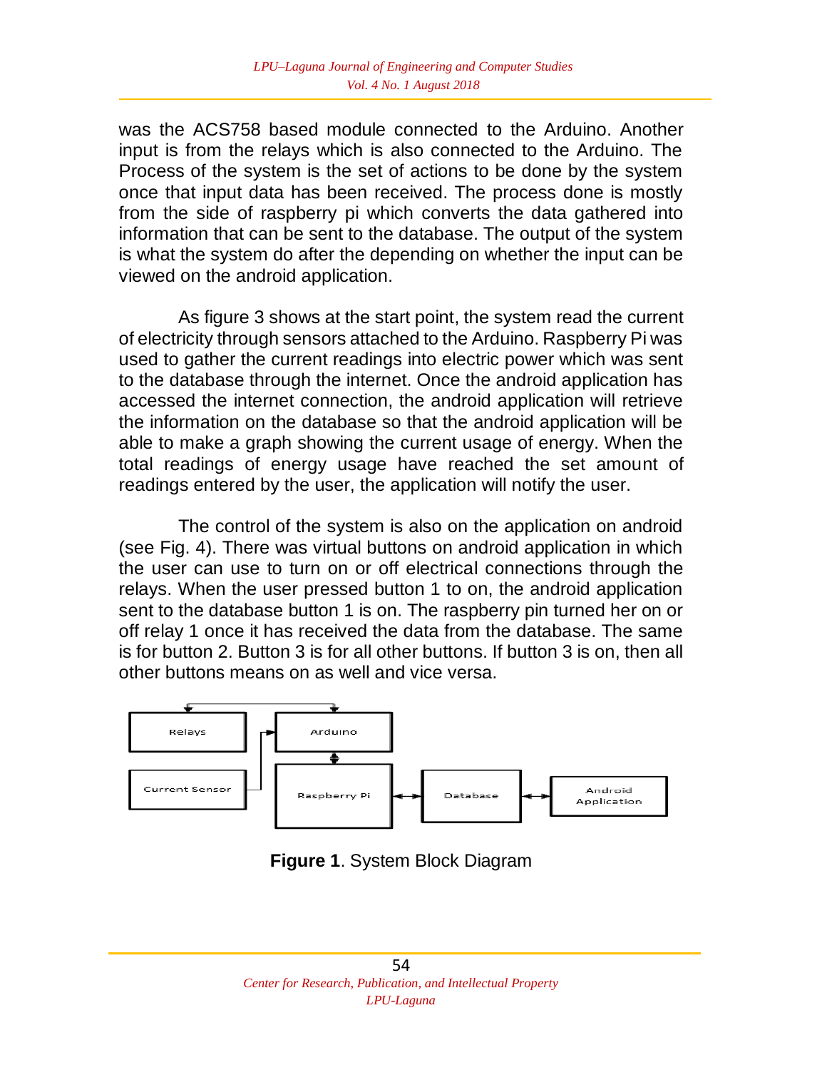was the ACS758 based module connected to the Arduino. Another input is from the relays which is also connected to the Arduino. The Process of the system is the set of actions to be done by the system once that input data has been received. The process done is mostly from the side of raspberry pi which converts the data gathered into information that can be sent to the database. The output of the system is what the system do after the depending on whether the input can be viewed on the android application.

As figure 3 shows at the start point, the system read the current of electricity through sensors attached to the Arduino. Raspberry Pi was used to gather the current readings into electric power which was sent to the database through the internet. Once the android application has accessed the internet connection, the android application will retrieve the information on the database so that the android application will be able to make a graph showing the current usage of energy. When the total readings of energy usage have reached the set amount of readings entered by the user, the application will notify the user.

The control of the system is also on the application on android (see Fig. 4). There was virtual buttons on android application in which the user can use to turn on or off electrical connections through the relays. When the user pressed button 1 to on, the android application sent to the database button 1 is on. The raspberry pin turned her on or off relay 1 once it has received the data from the database. The same is for button 2. Button 3 is for all other buttons. If button 3 is on, then all other buttons means on as well and vice versa.

Relays | Arduino | Current Sensor | Raspberry Pi | Database | Android Application

**Figure 1**. System Block Diagram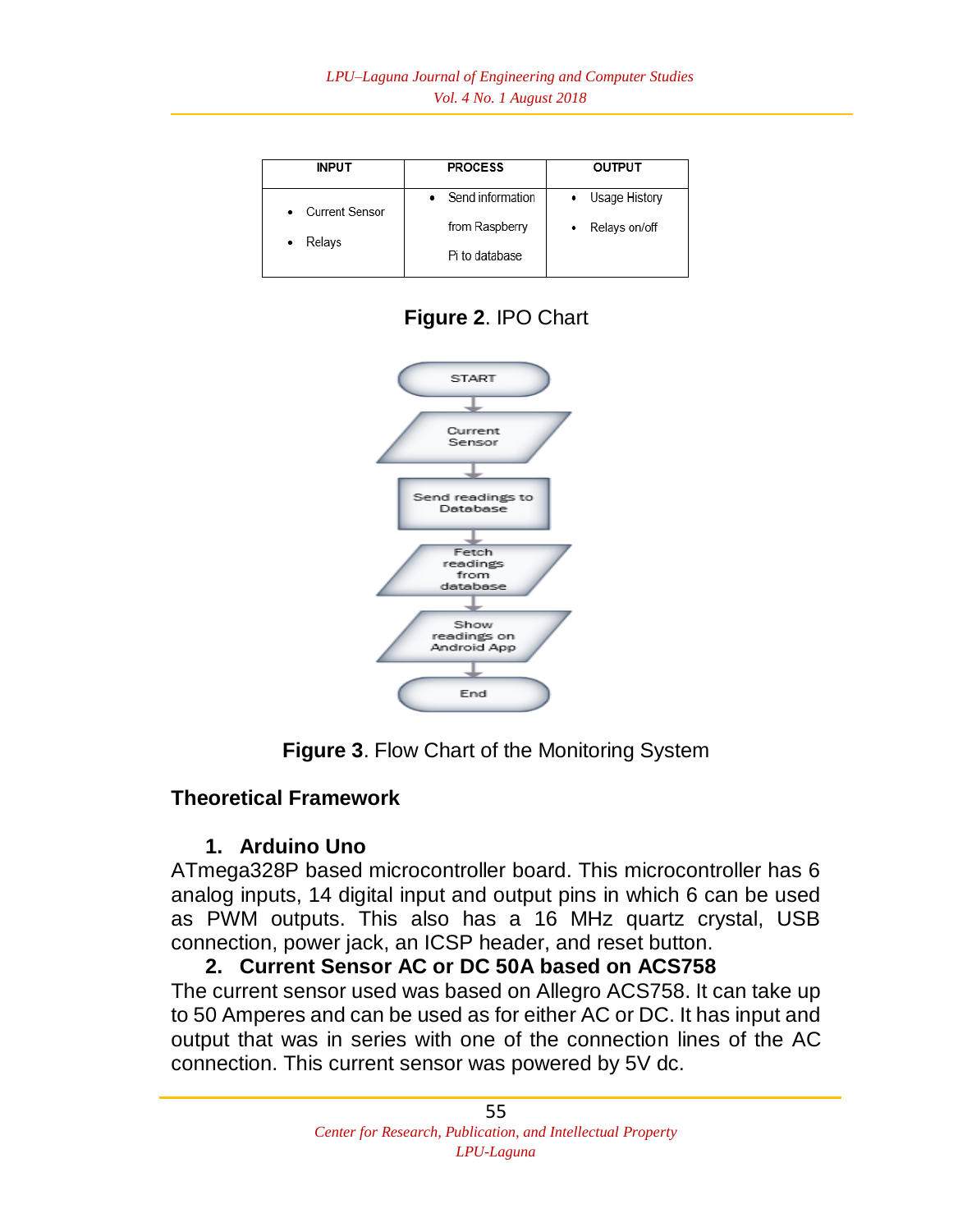| INPUT | PROCESS | OUTPUT |
|---|---|---|
| • Current Sensor<br>• Relays | • Send information from Raspberry Pi to database | • Usage History<br>• Relays on/off |

**Figure 2**. IPO Chart

START → Current Sensor → Send readings to Database → Fetch readings from database → Show readings on Android App → End

**Figure 3**. Flow Chart of the Monitoring System

## Theoretical Framework

### 1. Arduino Uno

ATmega328P based microcontroller board. This microcontroller has 6 analog inputs, 14 digital input and output pins in which 6 can be used as PWM outputs. This also has a 16 MHz quartz crystal, USB connection, power jack, an ICSP header, and reset button.

### 2. Current Sensor AC or DC 50A based on ACS758

The current sensor used was based on Allegro ACS758. It can take up to 50 Amperes and can be used as for either AC or DC. It has input and output that was in series with one of the connection lines of the AC connection. This current sensor was powered by 5V dc.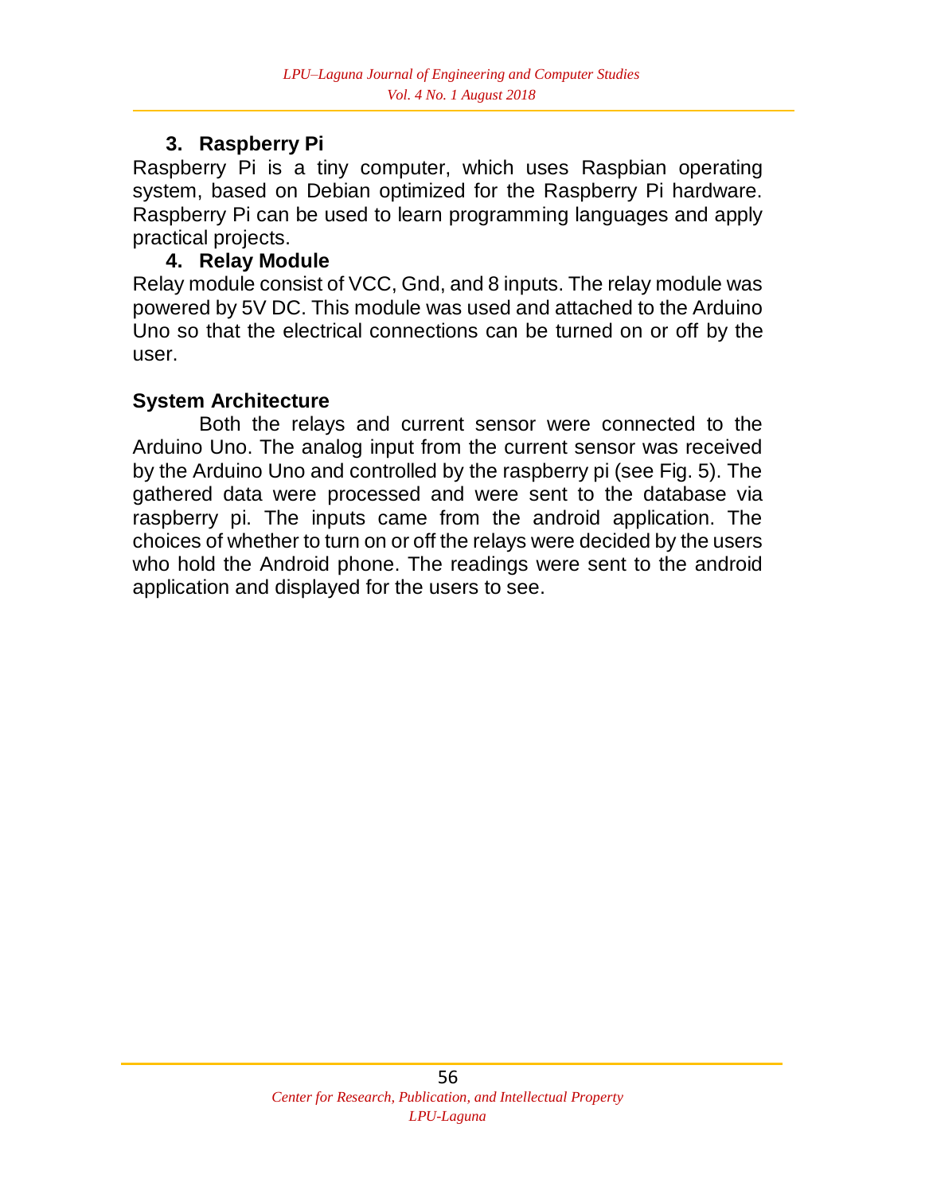### 3. Raspberry Pi

Raspberry Pi is a tiny computer, which uses Raspbian operating system, based on Debian optimized for the Raspberry Pi hardware. Raspberry Pi can be used to learn programming languages and apply practical projects.

### 4. Relay Module

Relay module consist of VCC, Gnd, and 8 inputs. The relay module was powered by 5V DC. This module was used and attached to the Arduino Uno so that the electrical connections can be turned on or off by the user.

## System Architecture

Both the relays and current sensor were connected to the Arduino Uno. The analog input from the current sensor was received by the Arduino Uno and controlled by the raspberry pi (see Fig. 5). The gathered data were processed and were sent to the database via raspberry pi. The inputs came from the android application. The choices of whether to turn on or off the relays were decided by the users who hold the Android phone. The readings were sent to the android application and displayed for the users to see.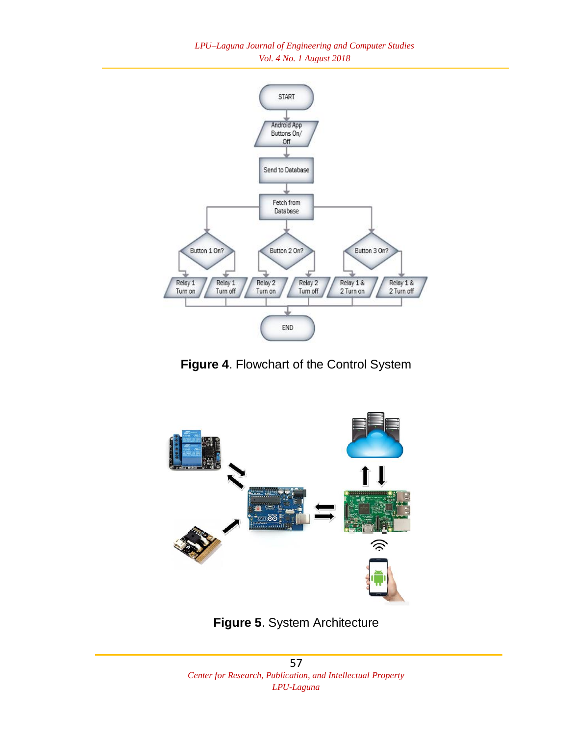Figure 4. Flowchart of the Control System

Figure 5. System Architecture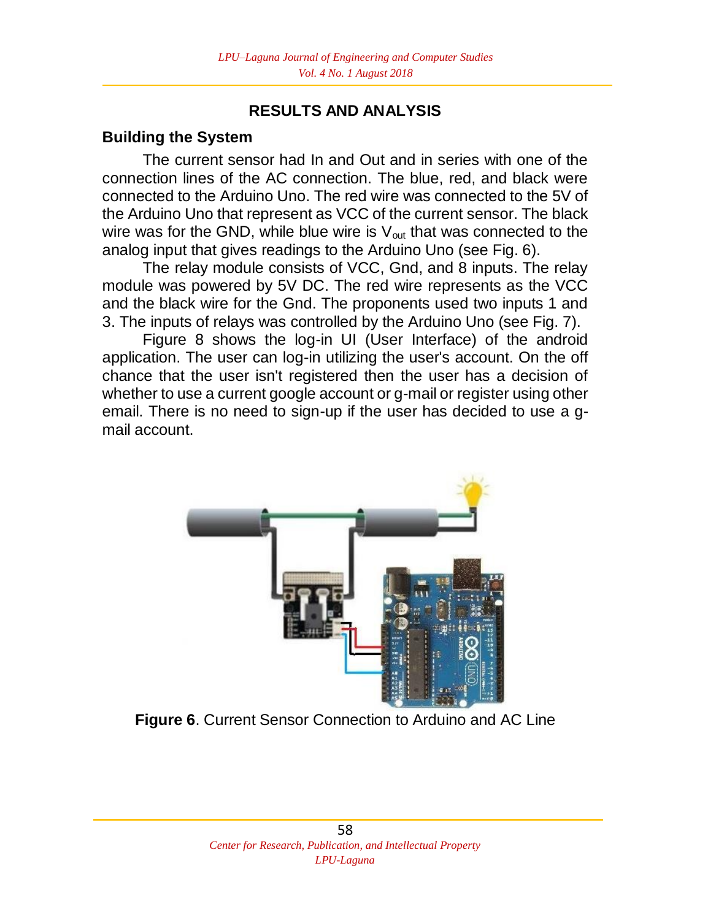## RESULTS AND ANALYSIS

### Building the System

The current sensor had In and Out and in series with one of the connection lines of the AC connection. The blue, red, and black were connected to the Arduino Uno. The red wire was connected to the 5V of the Arduino Uno that represent as VCC of the current sensor. The black wire was for the GND, while blue wire is $V_{out}$ that was connected to the analog input that gives readings to the Arduino Uno (see Fig. 6).

The relay module consists of VCC, Gnd, and 8 inputs. The relay module was powered by 5V DC. The red wire represents as the VCC and the black wire for the Gnd. The proponents used two inputs 1 and 3. The inputs of relays was controlled by the Arduino Uno (see Fig. 7).

Figure 8 shows the log-in UI (User Interface) of the android application. The user can log-in utilizing the user's account. On the off chance that the user isn't registered then the user has a decision of whether to use a current google account or g-mail or register using other email. There is no need to sign-up if the user has decided to use a g-mail account.

**Figure 6**. Current Sensor Connection to Arduino and AC Line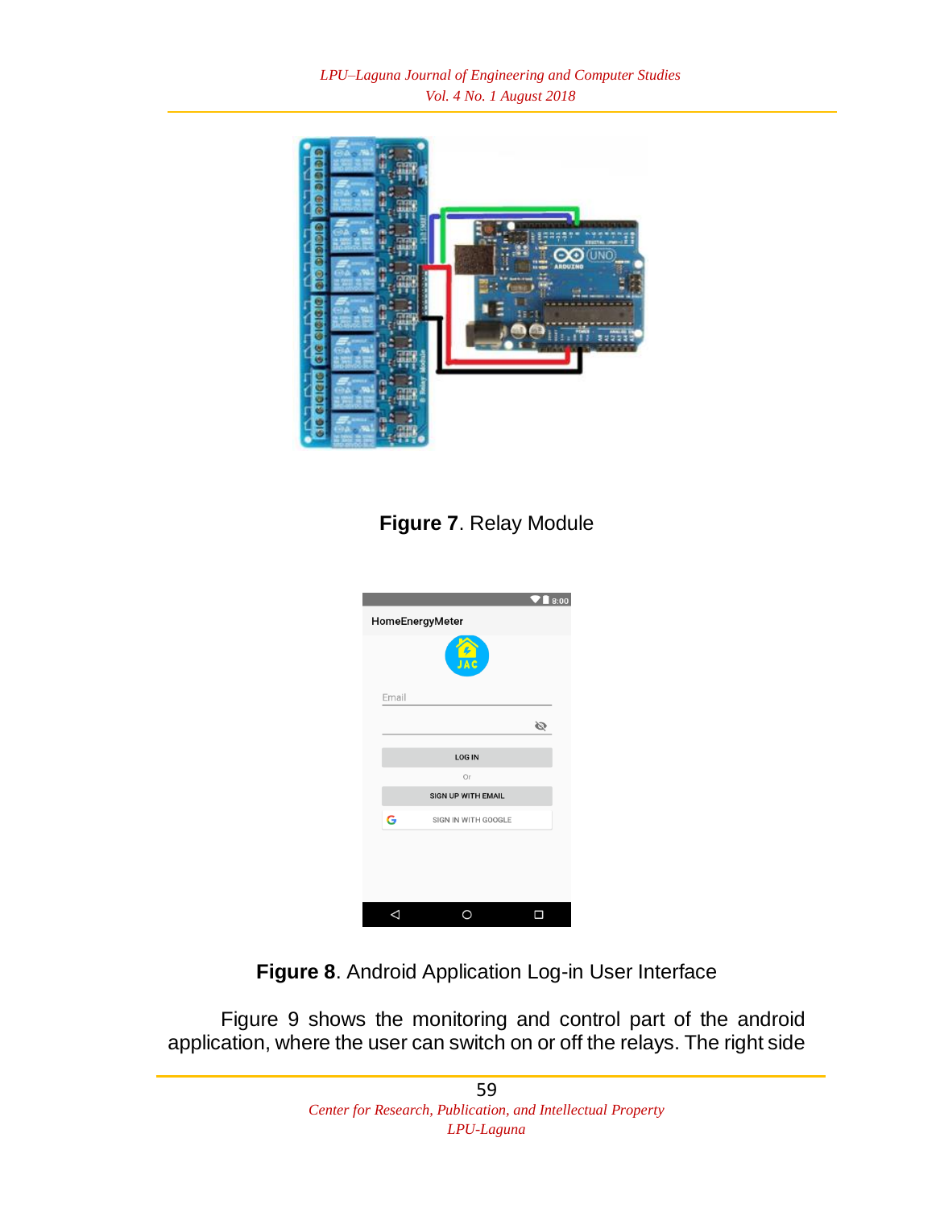**Figure 7**. Relay Module

**Figure 8**. Android Application Log-in User Interface

Figure 9 shows the monitoring and control part of the android application, where the user can switch on or off the relays. The right side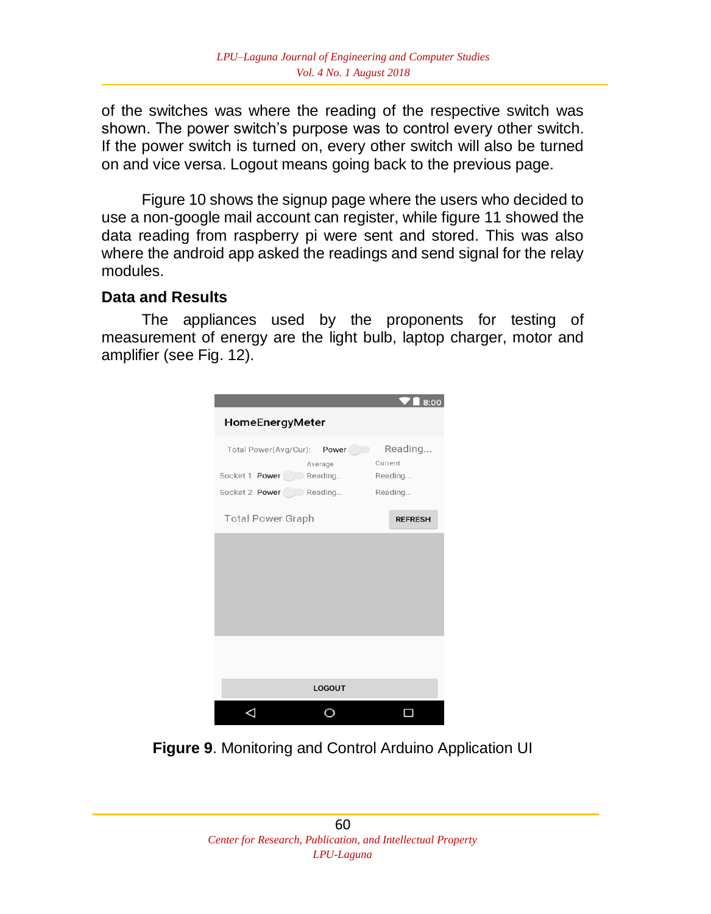of the switches was where the reading of the respective switch was shown. The power switch's purpose was to control every other switch. If the power switch is turned on, every other switch will also be turned on and vice versa. Logout means going back to the previous page.

Figure 10 shows the signup page where the users who decided to use a non-google mail account can register, while figure 11 showed the data reading from raspberry pi were sent and stored. This was also where the android app asked the readings and send signal for the relay modules.

## Data and Results

The appliances used by the proponents for testing of measurement of energy are the light bulb, laptop charger, motor and amplifier (see Fig. 12).

**Figure 9**. Monitoring and Control Arduino Application UI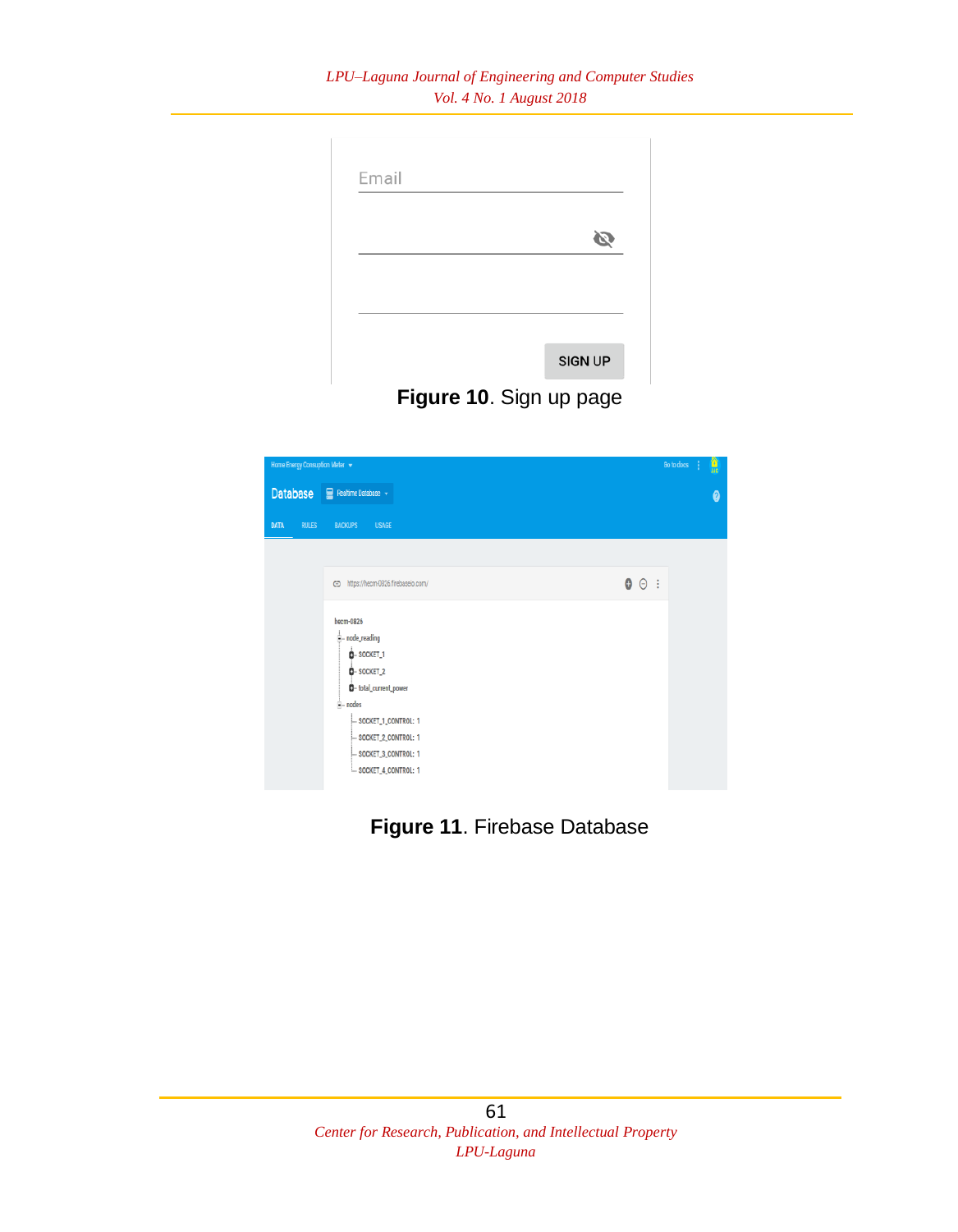**Figure 10**. Sign up page

**Figure 11**. Firebase Database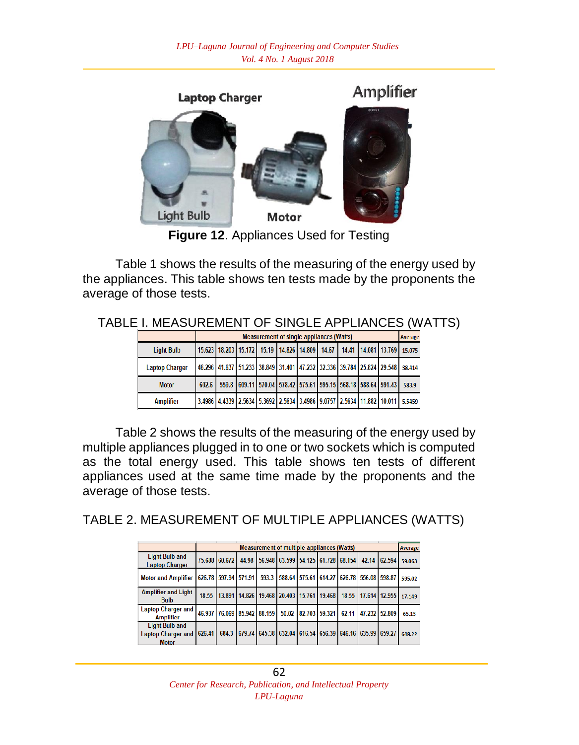**Figure 12**. Appliances Used for Testing

Table 1 shows the results of the measuring of the energy used by the appliances. This table shows ten tests made by the proponents the average of those tests.

TABLE I. MEASUREMENT OF SINGLE APPLIANCES (WATTS)

| | Measurement of single appliances (Watts) | | | | | | | | | | Average |
|---|---|---|---|---|---|---|---|---|---|---|---|
| Light Bulb | 15.623 | 18.203 | 15.172 | 15.19 | 14.826 | 14.809 | 14.67 | 14.41 | 14.081 | 13.769 | 15.075 |
| Laptop Charger | 46.296 | 41.637 | 51.233 | 38.849 | 31.401 | 47.232 | 32.336 | 39.784 | 25.824 | 29.548 | 38.414 |
| Motor | 602.6 | 559.8 | 609.11 | 570.04 | 578.42 | 575.61 | 595.15 | 568.18 | 588.64 | 591.43 | 583.9 |
| Amplifier | 3.4986 | 4.4339 | 2.5634 | 5.3692 | 2.5634 | 3.4986 | 9.0757 | 2.5634 | 11.882 | 10.011 | 5.5459 |

Table 2 shows the results of the measuring of the energy used by multiple appliances plugged in to one or two sockets which is computed as the total energy used. This table shows ten tests of different appliances used at the same time made by the proponents and the average of those tests.

TABLE 2. MEASUREMENT OF MULTIPLE APPLIANCES (WATTS)

| | Measurement of multiple appliances (Watts) | | | | | | | | | | Average |
|---|---|---|---|---|---|---|---|---|---|---|---|
| Light Bulb and Laptop Charger | 75.688 | 60.672 | 44.98 | 56.948 | 63.599 | 54.125 | 61.728 | 68.154 | 42.14 | 62.594 | 59.063 |
| Motor and Amplifier | 626.78 | 597.94 | 571.91 | 593.3 | 588.64 | 575.61 | 614.27 | 626.78 | 556.08 | 598.87 | 595.02 |
| Amplifier and Light Bulb | 18.55 | 13.891 | 14.826 | 19.468 | 20.403 | 15.761 | 19.468 | 18.55 | 17.614 | 12.955 | 17.149 |
| Laptop Charger and Amplifier | 46.937 | 76.069 | 85.942 | 88.159 | 50.02 | 82.703 | 59.321 | 62.11 | 47.232 | 52.809 | 65.13 |
| Light Bulb and Laptop Charger and Motor | 626.41 | 684.3 | 679.74 | 645.38 | 632.04 | 616.54 | 656.39 | 646.16 | 635.99 | 659.27 | 648.22 |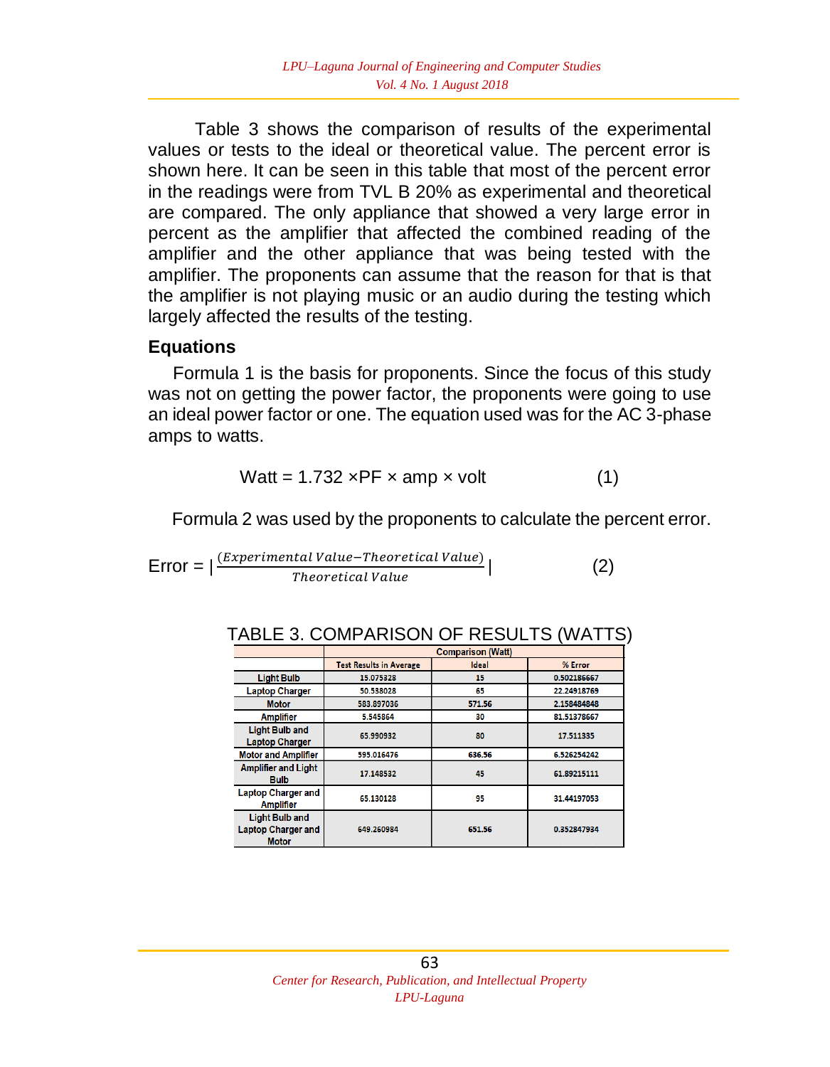Table 3 shows the comparison of results of the experimental values or tests to the ideal or theoretical value. The percent error is shown here. It can be seen in this table that most of the percent error in the readings were from TVL B 20% as experimental and theoretical are compared. The only appliance that showed a very large error in percent as the amplifier that affected the combined reading of the amplifier and the other appliance that was being tested with the amplifier. The proponents can assume that the reason for that is that the amplifier is not playing music or an audio during the testing which largely affected the results of the testing.

### Equations

Formula 1 is the basis for proponents. Since the focus of this study was not on getting the power factor, the proponents were going to use an ideal power factor or one. The equation used was for the AC 3-phase amps to watts.

$$\text{Watt} = 1.732 \times \text{PF} \times \text{amp} \times \text{volt} \qquad (1)$$

Formula 2 was used by the proponents to calculate the percent error.

$$\text{Error} = \left| \frac{(Experimental\ Value - Theoretical\ Value)}{Theoretical\ Value} \right| \qquad (2)$$

TABLE 3. COMPARISON OF RESULTS (WATTS)

| | Comparison (Watt) | | |
|---|---|---|---|
| | Test Results in Average | Ideal | % Error |
| Light Bulb | 15.075328 | 15 | 0.502186667 |
| Laptop Charger | 50.538028 | 65 | 22.24918769 |
| Motor | 583.897036 | 571.56 | 2.158484848 |
| Amplifier | 5.545864 | 30 | 81.51378667 |
| Light Bulb and Laptop Charger | 65.990932 | 80 | 17.511335 |
| Motor and Amplifier | 595.016476 | 636.56 | 6.526254242 |
| Amplifier and Light Bulb | 17.148532 | 45 | 61.89215111 |
| Laptop Charger and Amplifier | 65.130128 | 95 | 31.44197053 |
| Light Bulb and Laptop Charger and Motor | 649.260984 | 651.56 | 0.352847934 |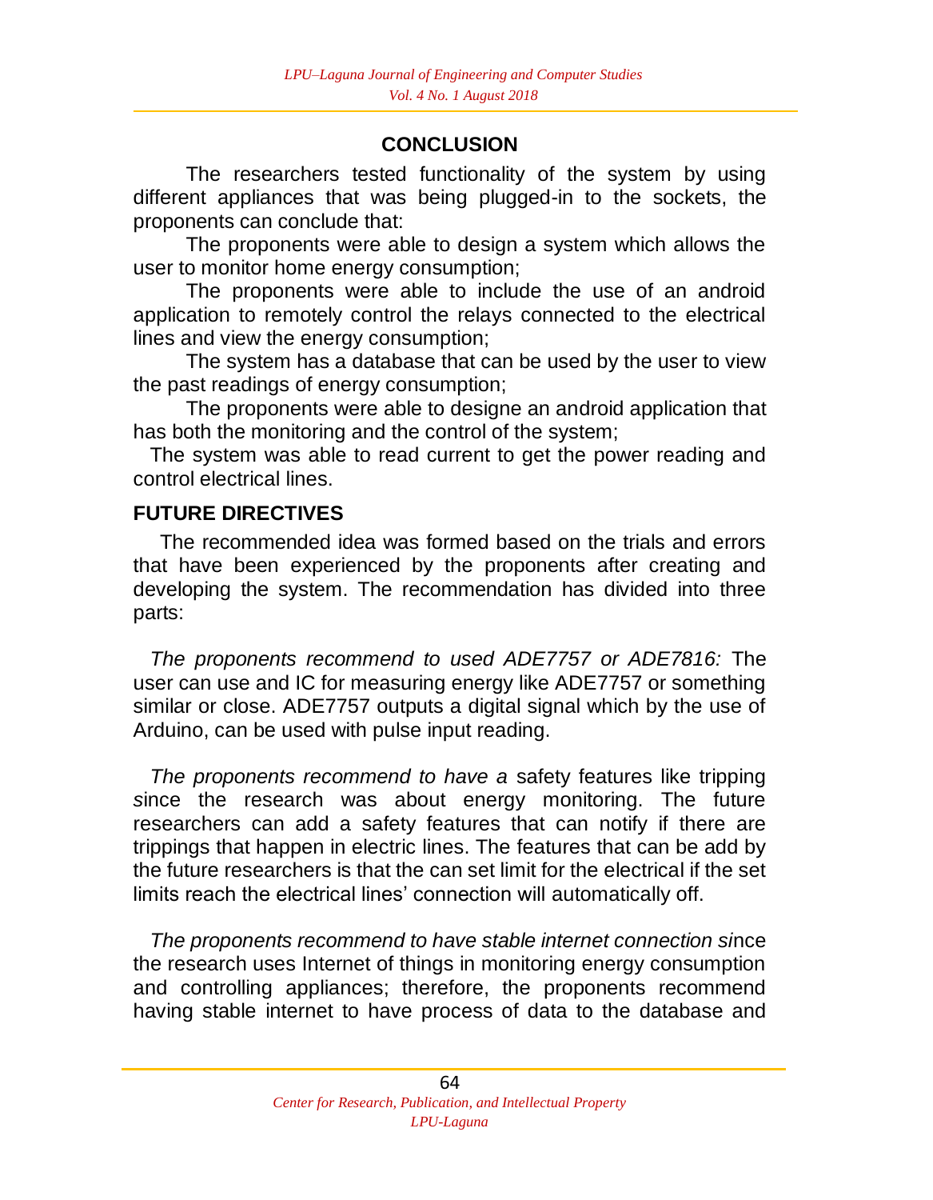## CONCLUSION

The researchers tested functionality of the system by using different appliances that was being plugged-in to the sockets, the proponents can conclude that:

The proponents were able to design a system which allows the user to monitor home energy consumption;

The proponents were able to include the use of an android application to remotely control the relays connected to the electrical lines and view the energy consumption;

The system has a database that can be used by the user to view the past readings of energy consumption;

The proponents were able to designe an android application that has both the monitoring and the control of the system;

The system was able to read current to get the power reading and control electrical lines.

## FUTURE DIRECTIVES

The recommended idea was formed based on the trials and errors that have been experienced by the proponents after creating and developing the system. The recommendation has divided into three parts:

*The proponents recommend to used ADE7757 or ADE7816:* The user can use and IC for measuring energy like ADE7757 or something similar or close. ADE7757 outputs a digital signal which by the use of Arduino, can be used with pulse input reading.

*The proponents recommend to have a* safety features like tripping *s*ince the research was about energy monitoring. The future researchers can add a safety features that can notify if there are trippings that happen in electric lines. The features that can be add by the future researchers is that the can set limit for the electrical if the set limits reach the electrical lines' connection will automatically off.

*The proponents recommend to have stable internet connection si*nce the research uses Internet of things in monitoring energy consumption and controlling appliances; therefore, the proponents recommend having stable internet to have process of data to the database and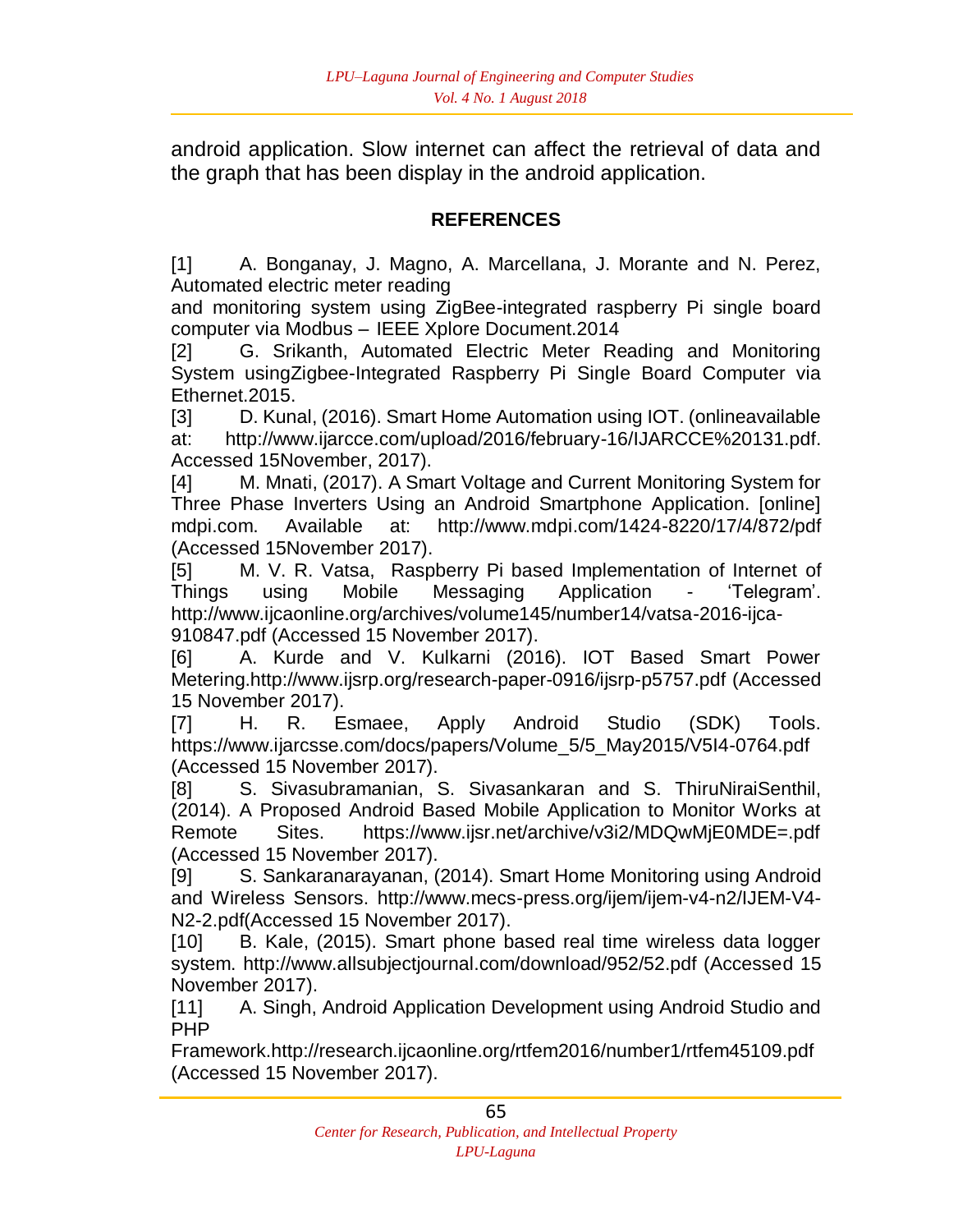android application. Slow internet can affect the retrieval of data and the graph that has been display in the android application.

## REFERENCES

[1] A. Bonganay, J. Magno, A. Marcellana, J. Morante and N. Perez, Automated electric meter reading and monitoring system using ZigBee-integrated raspberry Pi single board computer via Modbus – IEEE Xplore Document.2014

[2] G. Srikanth, Automated Electric Meter Reading and Monitoring System usingZigbee-Integrated Raspberry Pi Single Board Computer via Ethernet.2015.

[3] D. Kunal, (2016). Smart Home Automation using IOT. (onlineavailable at: http://www.ijarcce.com/upload/2016/february-16/IJARCCE%20131.pdf. Accessed 15November, 2017).

[4] M. Mnati, (2017). A Smart Voltage and Current Monitoring System for Three Phase Inverters Using an Android Smartphone Application. [online] mdpi.com. Available at: http://www.mdpi.com/1424-8220/17/4/872/pdf (Accessed 15November 2017).

[5] M. V. R. Vatsa, Raspberry Pi based Implementation of Internet of Things using Mobile Messaging Application - 'Telegram'. http://www.ijcaonline.org/archives/volume145/number14/vatsa-2016-ijca-910847.pdf (Accessed 15 November 2017).

[6] A. Kurde and V. Kulkarni (2016). IOT Based Smart Power Metering.http://www.ijsrp.org/research-paper-0916/ijsrp-p5757.pdf (Accessed 15 November 2017).

[7] H. R. Esmaee, Apply Android Studio (SDK) Tools. https://www.ijarcsse.com/docs/papers/Volume_5/5_May2015/V5I4-0764.pdf (Accessed 15 November 2017).

[8] S. Sivasubramanian, S. Sivasankaran and S. ThiruNiraiSenthil, (2014). A Proposed Android Based Mobile Application to Monitor Works at Remote Sites. https://www.ijsr.net/archive/v3i2/MDQwMjE0MDE=.pdf (Accessed 15 November 2017).

[9] S. Sankaranarayanan, (2014). Smart Home Monitoring using Android and Wireless Sensors. http://www.mecs-press.org/ijem/ijem-v4-n2/IJEM-V4-N2-2.pdf(Accessed 15 November 2017).

[10] B. Kale, (2015). Smart phone based real time wireless data logger system. http://www.allsubjectjournal.com/download/952/52.pdf (Accessed 15 November 2017).

[11] A. Singh, Android Application Development using Android Studio and PHP Framework.http://research.ijcaonline.org/rtfem2016/number1/rtfem45109.pdf (Accessed 15 November 2017).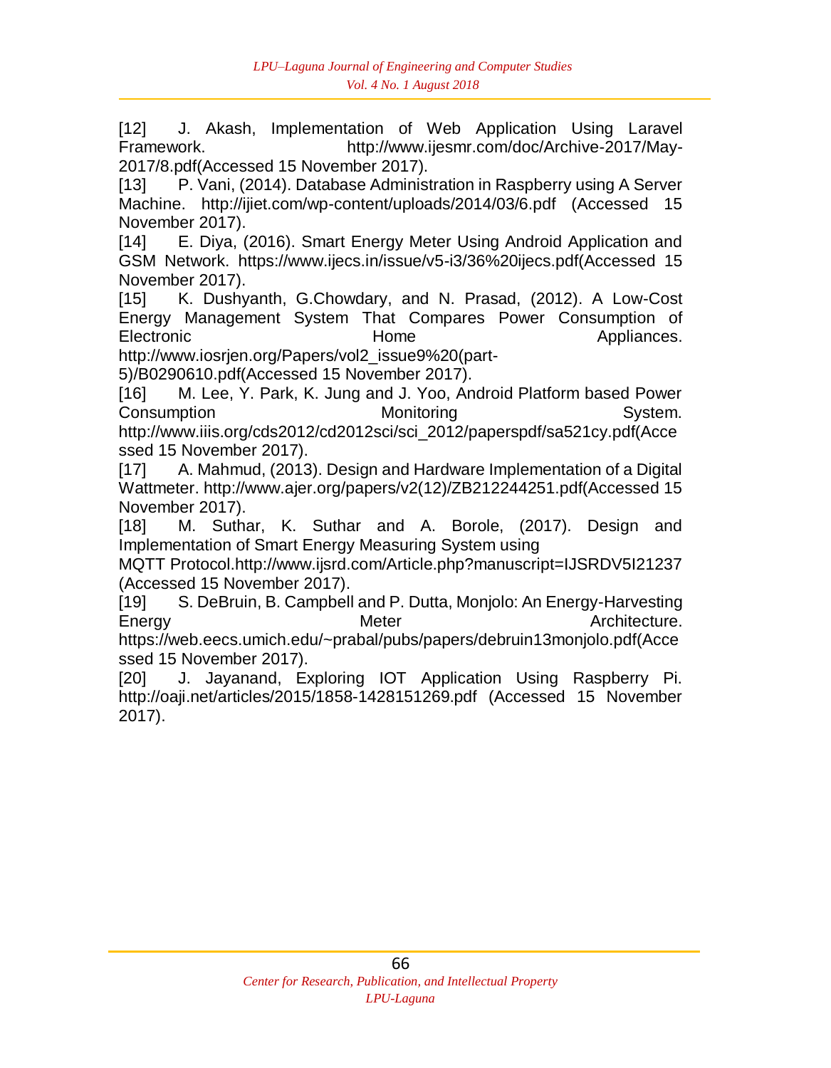[12] J. Akash, Implementation of Web Application Using Laravel Framework. http://www.ijesmr.com/doc/Archive-2017/May-2017/8.pdf(Accessed 15 November 2017).

[13] P. Vani, (2014). Database Administration in Raspberry using A Server Machine. http://ijiet.com/wp-content/uploads/2014/03/6.pdf (Accessed 15 November 2017).

[14] E. Diya, (2016). Smart Energy Meter Using Android Application and GSM Network. https://www.ijecs.in/issue/v5-i3/36%20ijecs.pdf(Accessed 15 November 2017).

[15] K. Dushyanth, G.Chowdary, and N. Prasad, (2012). A Low-Cost Energy Management System That Compares Power Consumption of Electronic Home Appliances. http://www.iosrjen.org/Papers/vol2_issue9%20(part-5)/B0290610.pdf(Accessed 15 November 2017).

[16] M. Lee, Y. Park, K. Jung and J. Yoo, Android Platform based Power Consumption Monitoring System. http://www.iiis.org/cds2012/cd2012sci/sci_2012/paperspdf/sa521cy.pdf(Accessed 15 November 2017).

[17] A. Mahmud, (2013). Design and Hardware Implementation of a Digital Wattmeter. http://www.ajer.org/papers/v2(12)/ZB212244251.pdf(Accessed 15 November 2017).

[18] M. Suthar, K. Suthar and A. Borole, (2017). Design and Implementation of Smart Energy Measuring System using MQTT Protocol.http://www.ijsrd.com/Article.php?manuscript=IJSRDV5I21237 (Accessed 15 November 2017).

[19] S. DeBruin, B. Campbell and P. Dutta, Monjolo: An Energy-Harvesting Energy Meter Architecture. https://web.eecs.umich.edu/~prabal/pubs/papers/debruin13monjolo.pdf(Accessed 15 November 2017).

[20] J. Jayanand, Exploring IOT Application Using Raspberry Pi. http://oaji.net/articles/2015/1858-1428151269.pdf (Accessed 15 November 2017).